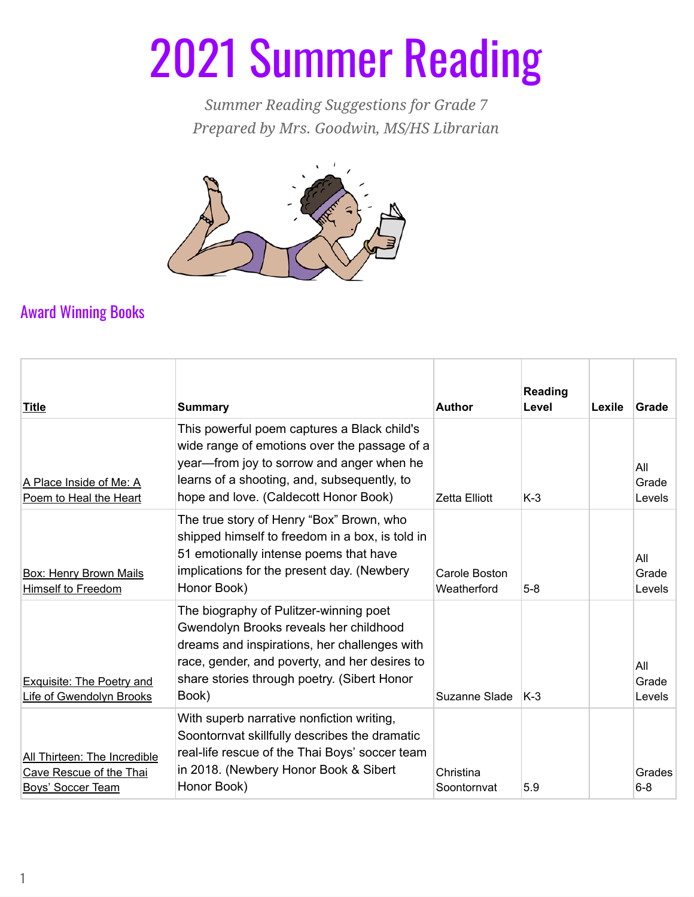# 2021 Summer Reading

*Summer Reading Suggestions for Grade 7*
*Prepared by Mrs. Goodwin, MS/HS Librarian*

## Award Winning Books

| Title | Summary | Author | Reading Level | Lexile | Grade |
|---|---|---|---|---|---|
| A Place Inside of Me: A Poem to Heal the Heart | This powerful poem captures a Black child's wide range of emotions over the passage of a year—from joy to sorrow and anger when he learns of a shooting, and, subsequently, to hope and love. (Caldecott Honor Book) | Zetta Elliott | K-3 | | All Grade Levels |
| Box: Henry Brown Mails Himself to Freedom | The true story of Henry "Box" Brown, who shipped himself to freedom in a box, is told in 51 emotionally intense poems that have implications for the present day. (Newbery Honor Book) | Carole Boston Weatherford | 5-8 | | All Grade Levels |
| Exquisite: The Poetry and Life of Gwendolyn Brooks | The biography of Pulitzer-winning poet Gwendolyn Brooks reveals her childhood dreams and inspirations, her challenges with race, gender, and poverty, and her desires to share stories through poetry. (Sibert Honor Book) | Suzanne Slade | K-3 | | All Grade Levels |
| All Thirteen: The Incredible Cave Rescue of the Thai Boys' Soccer Team | With superb narrative nonfiction writing, Soontornvat skillfully describes the dramatic real-life rescue of the Thai Boys' soccer team in 2018. (Newbery Honor Book & Sibert Honor Book) | Christina Soontornvat | 5.9 | | Grades 6-8 |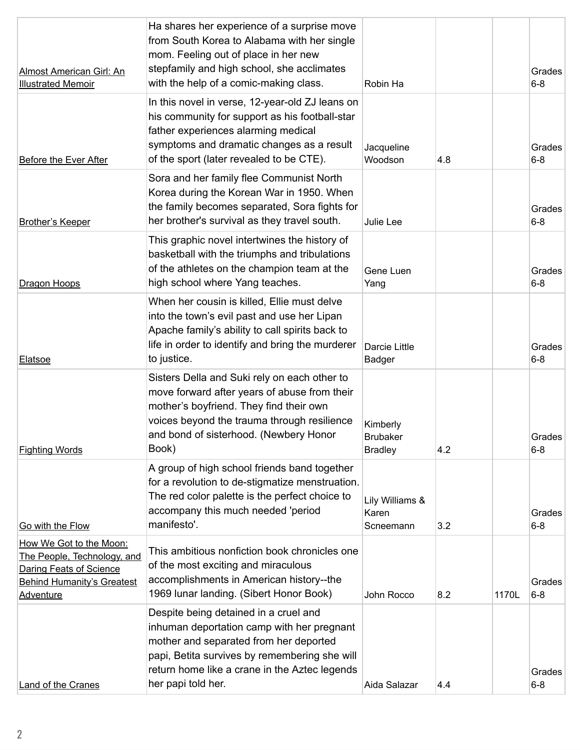| | | | | | |
|---|---|---|---|---|---|
| Almost American Girl: An Illustrated Memoir | Ha shares her experience of a surprise move from South Korea to Alabama with her single mom. Feeling out of place in her new stepfamily and high school, she acclimates with the help of a comic-making class. | Robin Ha | | | Grades 6-8 |
| Before the Ever After | In this novel in verse, 12-year-old ZJ leans on his community for support as his football-star father experiences alarming medical symptoms and dramatic changes as a result of the sport (later revealed to be CTE). | Jacqueline Woodson | 4.8 | | Grades 6-8 |
| Brother's Keeper | Sora and her family flee Communist North Korea during the Korean War in 1950. When the family becomes separated, Sora fights for her brother's survival as they travel south. | Julie Lee | | | Grades 6-8 |
| Dragon Hoops | This graphic novel intertwines the history of basketball with the triumphs and tribulations of the athletes on the champion team at the high school where Yang teaches. | Gene Luen Yang | | | Grades 6-8 |
| Elatsoe | When her cousin is killed, Ellie must delve into the town's evil past and use her Lipan Apache family's ability to call spirits back to life in order to identify and bring the murderer to justice. | Darcie Little Badger | | | Grades 6-8 |
| Fighting Words | Sisters Della and Suki rely on each other to move forward after years of abuse from their mother's boyfriend. They find their own voices beyond the trauma through resilience and bond of sisterhood. (Newbery Honor Book) | Kimberly Brubaker Bradley | 4.2 | | Grades 6-8 |
| Go with the Flow | A group of high school friends band together for a revolution to de-stigmatize menstruation. The red color palette is the perfect choice to accompany this much needed 'period manifesto'. | Lily Williams & Karen Scneemann | 3.2 | | Grades 6-8 |
| How We Got to the Moon: The People, Technology, and Daring Feats of Science Behind Humanity's Greatest Adventure | This ambitious nonfiction book chronicles one of the most exciting and miraculous accomplishments in American history--the 1969 lunar landing. (Sibert Honor Book) | John Rocco | 8.2 | 1170L | Grades 6-8 |
| Land of the Cranes | Despite being detained in a cruel and inhuman deportation camp with her pregnant mother and separated from her deported papi, Betita survives by remembering she will return home like a crane in the Aztec legends her papi told her. | Aida Salazar | 4.4 | | Grades 6-8 |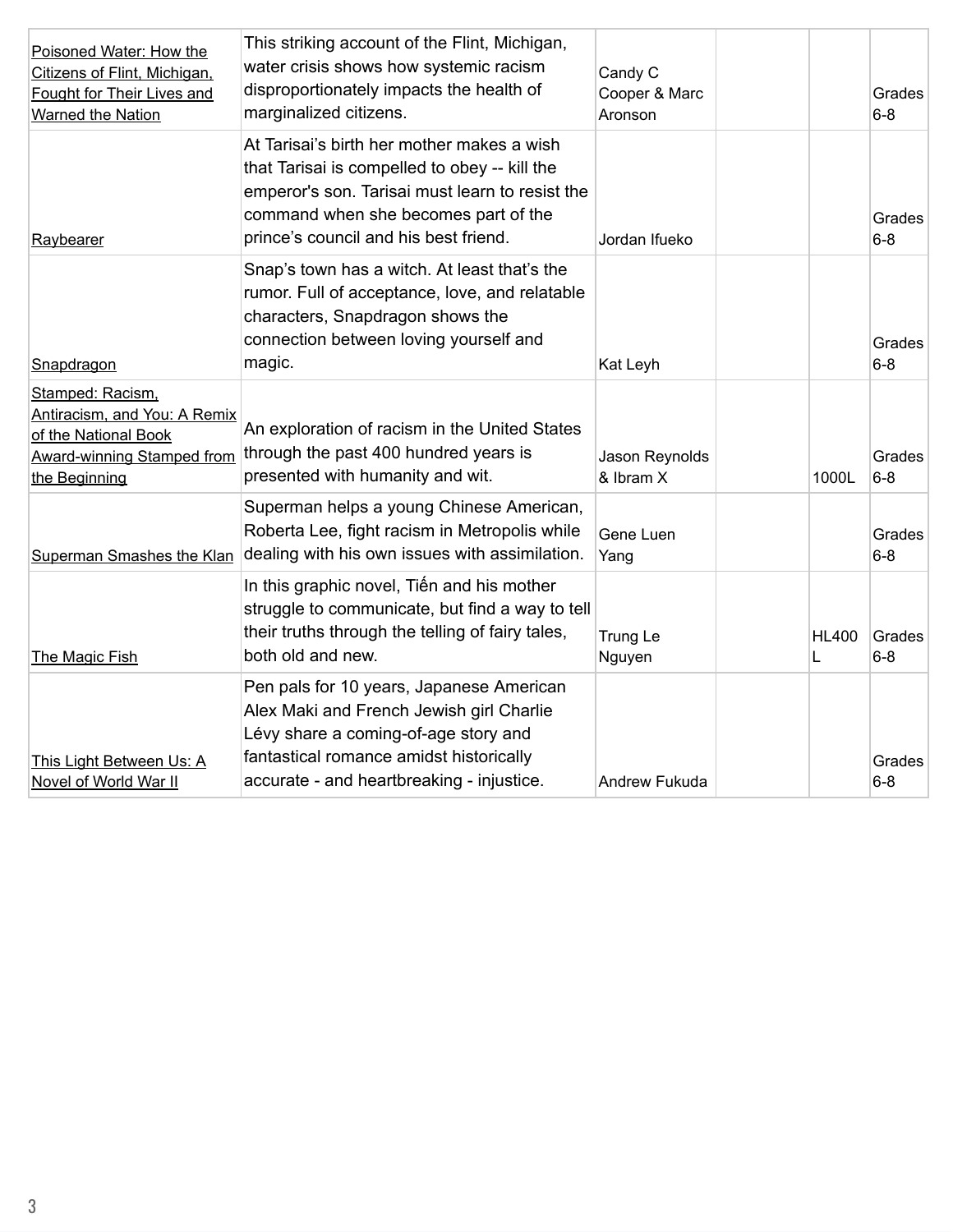| | | | | | |
|---|---|---|---|---|---|
| Poisoned Water: How the Citizens of Flint, Michigan, Fought for Their Lives and Warned the Nation | This striking account of the Flint, Michigan, water crisis shows how systemic racism disproportionately impacts the health of marginalized citizens. | Candy C Cooper & Marc Aronson | | | Grades 6-8 |
| Raybearer | At Tarisai's birth her mother makes a wish that Tarisai is compelled to obey -- kill the emperor's son. Tarisai must learn to resist the command when she becomes part of the prince's council and his best friend. | Jordan Ifueko | | | Grades 6-8 |
| Snapdragon | Snap's town has a witch. At least that's the rumor. Full of acceptance, love, and relatable characters, Snapdragon shows the connection between loving yourself and magic. | Kat Leyh | | | Grades 6-8 |
| Stamped: Racism, Antiracism, and You: A Remix of the National Book Award-winning Stamped from the Beginning | An exploration of racism in the United States through the past 400 hundred years is presented with humanity and wit. | Jason Reynolds & Ibram X | | 1000L | Grades 6-8 |
| Superman Smashes the Klan | Superman helps a young Chinese American, Roberta Lee, fight racism in Metropolis while dealing with his own issues with assimilation. | Gene Luen Yang | | | Grades 6-8 |
| The Magic Fish | In this graphic novel, Tiến and his mother struggle to communicate, but find a way to tell their truths through the telling of fairy tales, both old and new. | Trung Le Nguyen | | HL400L | Grades 6-8 |
| This Light Between Us: A Novel of World War II | Pen pals for 10 years, Japanese American Alex Maki and French Jewish girl Charlie Lévy share a coming-of-age story and fantastical romance amidst historically accurate - and heartbreaking - injustice. | Andrew Fukuda | | | Grades 6-8 |